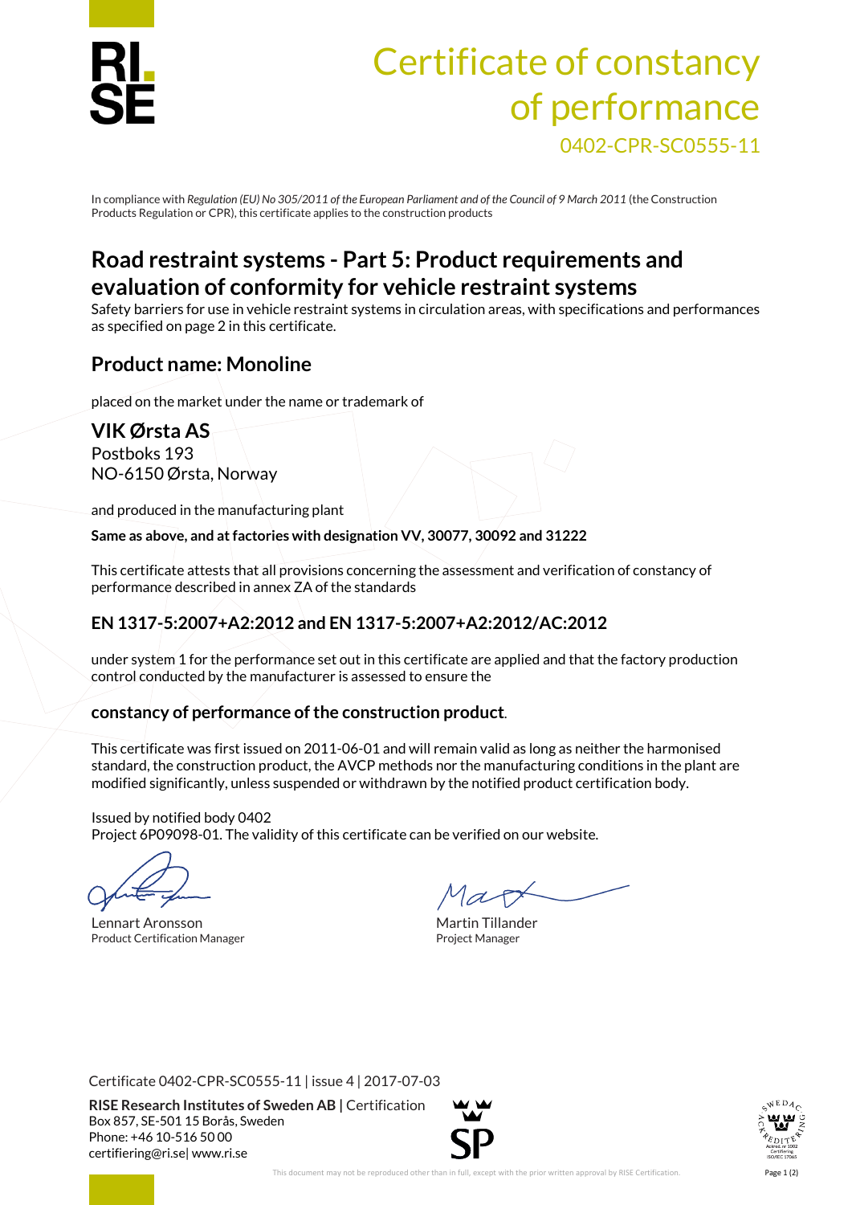# Certificate of constancy of performance

0402-CPR-SC0555-11

In compliance with *Regulation (EU) No 305/2011 of the European Parliament and of the Council of 9 March 2011* (the Construction Products Regulation or CPR), this certificate applies to the construction products

## Road restraint systems - Part 5: Product requirements and evaluation of conformity for vehicle restraint systems

Safety barriers for use in vehicle restraint systems in circulation areas, with specifications and performances as specified on page 2 in this certificate.

### Product name: Monoline

placed on the market under the name or trademark of

### VIK Ørsta AS

Postboks 193
NO-6150 Ørsta, Norway

and produced in the manufacturing plant

**Same as above, and at factories with designation VV, 30077, 30092 and 31222**

This certificate attests that all provisions concerning the assessment and verification of constancy of performance described in annex ZA of the standards

### EN 1317-5:2007+A2:2012 and EN 1317-5:2007+A2:2012/AC:2012

under system 1 for the performance set out in this certificate are applied and that the factory production control conducted by the manufacturer is assessed to ensure the

### constancy of performance of the construction product.

This certificate was first issued on 2011-06-01 and will remain valid as long as neither the harmonised standard, the construction product, the AVCP methods nor the manufacturing conditions in the plant are modified significantly, unless suspended or withdrawn by the notified product certification body.

Issued by notified body 0402
Project 6P09098-01. The validity of this certificate can be verified on our website.

Lennart Aronsson
Product Certification Manager

Martin Tillander
Project Manager

Certificate 0402-CPR-SC0555-11 | issue 4 | 2017-07-03

**RISE Research Institutes of Sweden AB |** Certification
Box 857, SE-501 15 Borås, Sweden
Phone: +46 10-516 50 00
certifiering@ri.se| www.ri.se

This document may not be reproduced other than in full, except with the prior written approval by RISE Certification.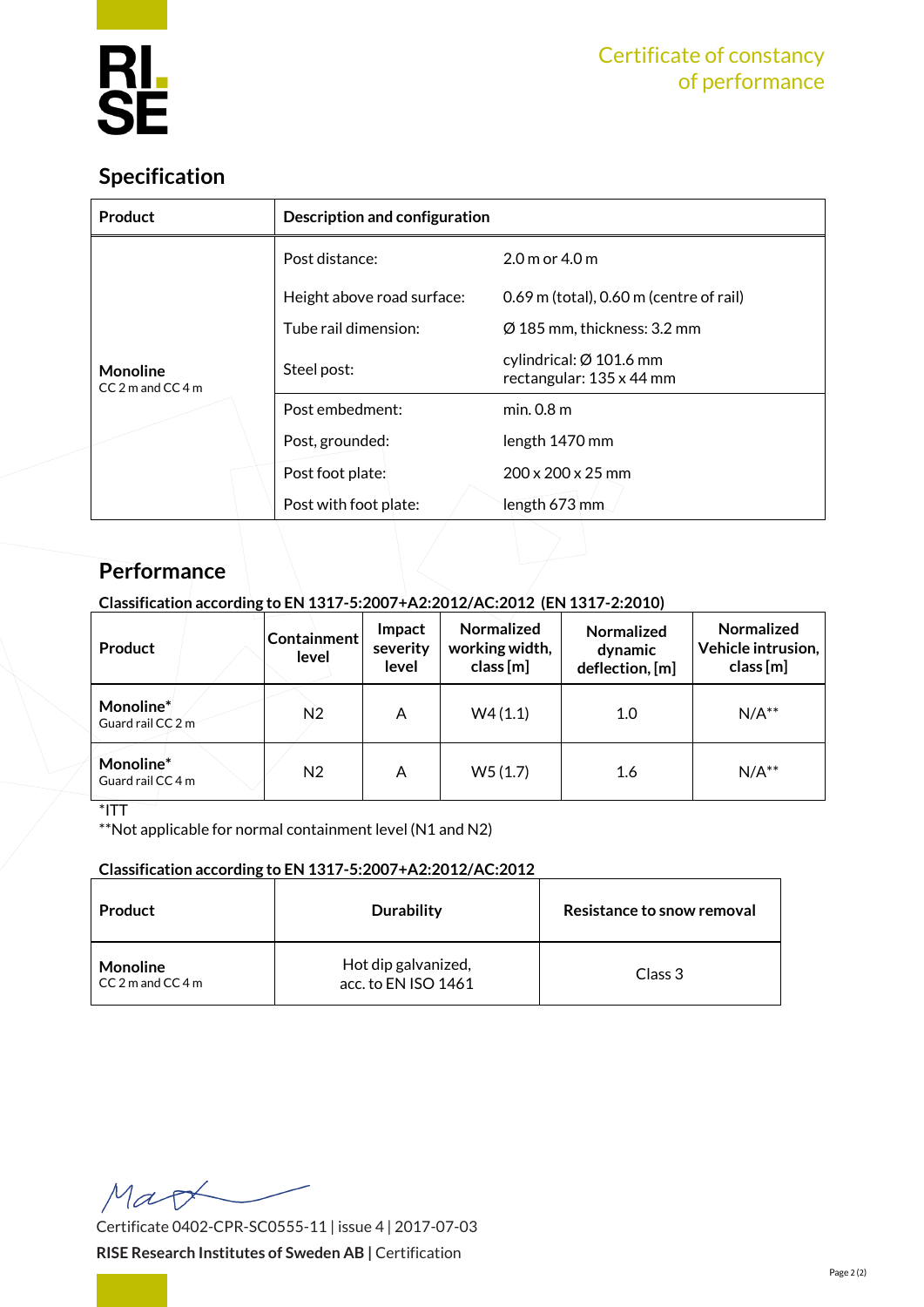Certificate of constancy of performance

## Specification

| Product | Description and configuration | |
|---|---|---|
| **Monoline** CC 2 m and CC 4 m | Post distance: | 2.0 m or 4.0 m |
| | Height above road surface: | 0.69 m (total), 0.60 m (centre of rail) |
| | Tube rail dimension: | Ø 185 mm, thickness: 3.2 mm |
| | Steel post: | cylindrical: Ø 101.6 mm rectangular: 135 x 44 mm |
| | Post embedment: | min. 0.8 m |
| | Post, grounded: | length 1470 mm |
| | Post foot plate: | 200 x 200 x 25 mm |
| | Post with foot plate: | length 673 mm |

## Performance

**Classification according to EN 1317-5:2007+A2:2012/AC:2012 (EN 1317-2:2010)**

| Product | Containment level | Impact severity level | Normalized working width, class [m] | Normalized dynamic deflection, [m] | Normalized Vehicle intrusion, class [m] |
|---|---|---|---|---|---|
| **Monoline*** Guard rail CC 2 m | N2 | A | W4 (1.1) | 1.0 | N/A** |
| **Monoline*** Guard rail CC 4 m | N2 | A | W5 (1.7) | 1.6 | N/A** |

*ITT
**Not applicable for normal containment level (N1 and N2)

**Classification according to EN 1317-5:2007+A2:2012/AC:2012**

| Product | Durability | Resistance to snow removal |
|---|---|---|
| **Monoline** CC 2 m and CC 4 m | Hot dip galvanized, acc. to EN ISO 1461 | Class 3 |

Certificate 0402-CPR-SC0555-11 | issue 4 | 2017-07-03

**RISE Research Institutes of Sweden AB** | Certification